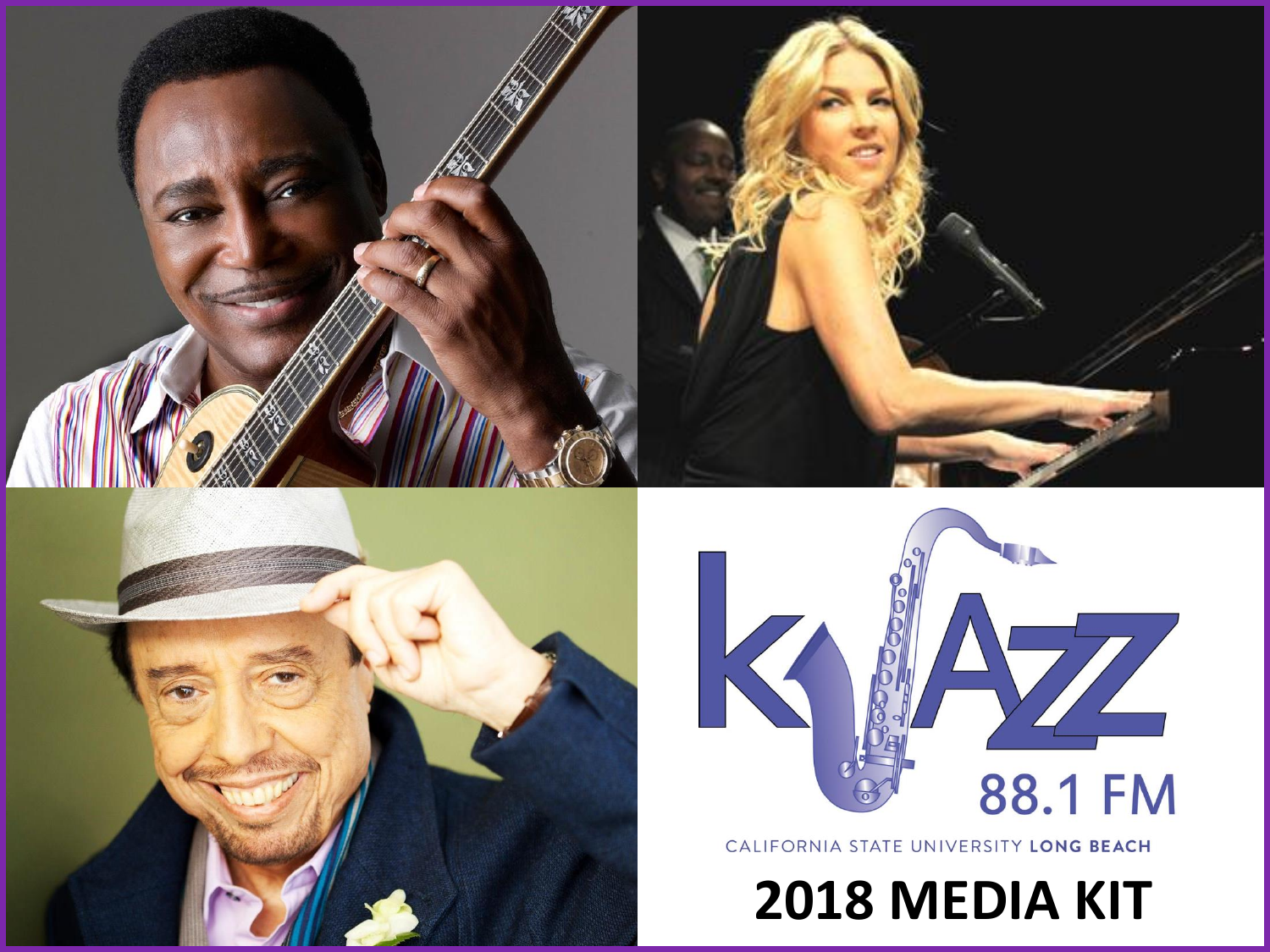KJAZZ

88.1 FM

CALIFORNIA STATE UNIVERSITY **LONG BEACH**

# 2018 MEDIA KIT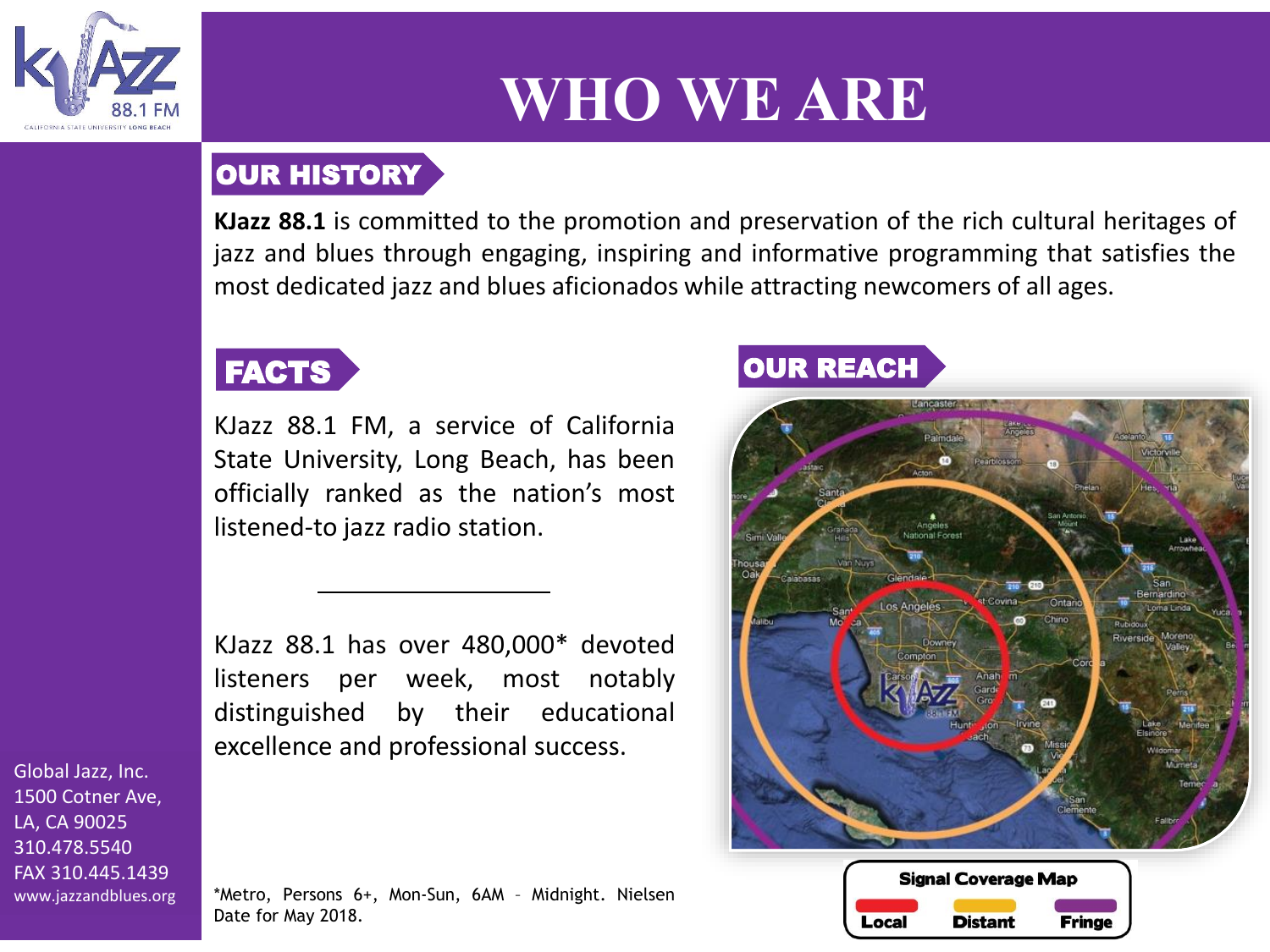# WHO WE ARE

## OUR HISTORY

**KJazz 88.1** is committed to the promotion and preservation of the rich cultural heritages of jazz and blues through engaging, inspiring and informative programming that satisfies the most dedicated jazz and blues aficionados while attracting newcomers of all ages.

## FACTS

KJazz 88.1 FM, a service of California State University, Long Beach, has been officially ranked as the nation's most listened-to jazz radio station.

---

KJazz 88.1 has over 480,000* devoted listeners per week, most notably distinguished by their educational excellence and professional success.

*Metro, Persons 6+, Mon-Sun, 6AM – Midnight. Nielsen Date for May 2018.

## OUR REACH

Signal Coverage Map

Local | Distant | Fringe

Global Jazz, Inc.
1500 Cotner Ave,
LA, CA 90025
310.478.5540
FAX 310.445.1439
www.jazzandblues.org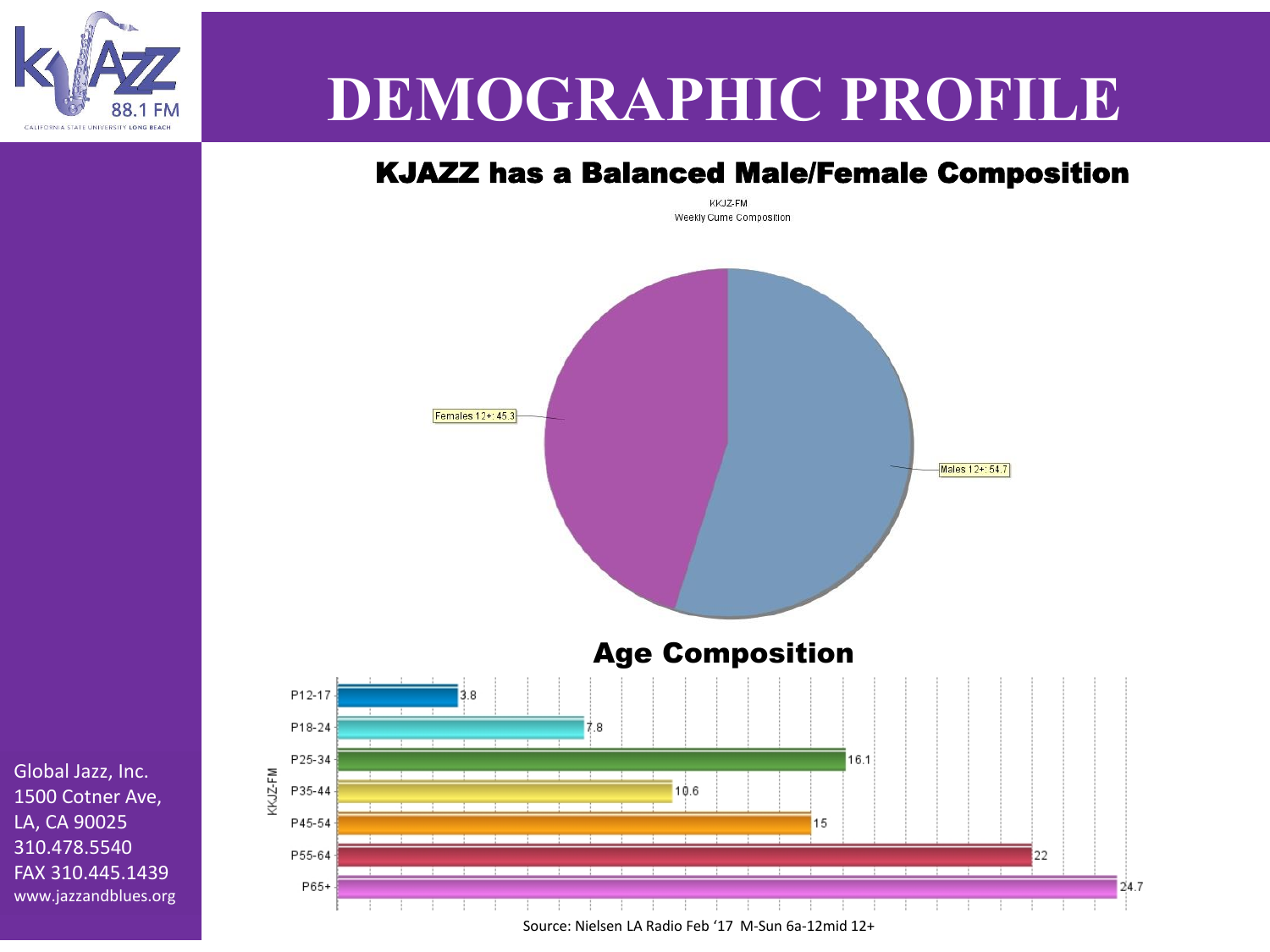# DEMOGRAPHIC PROFILE

## KJAZZ has a Balanced Male/Female Composition

KKJZ-FM
Weekly Cume Composition

| | |
|---|---|
| Females 12+ | 45.3 |
| Males 12+ | 54.7 |

## Age Composition

| KKJZ-FM | |
|---|---|
| P12-17 | 3.8 |
| P18-24 | 7.8 |
| P25-34 | 16.1 |
| P35-44 | 10.6 |
| P45-54 | 15 |
| P55-64 | 22 |
| P65+ | 24.7 |

Source: Nielsen LA Radio Feb '17 M-Sun 6a-12mid 12+

Global Jazz, Inc.
1500 Cotner Ave,
LA, CA 90025
310.478.5540
FAX 310.445.1439
www.jazzandblues.org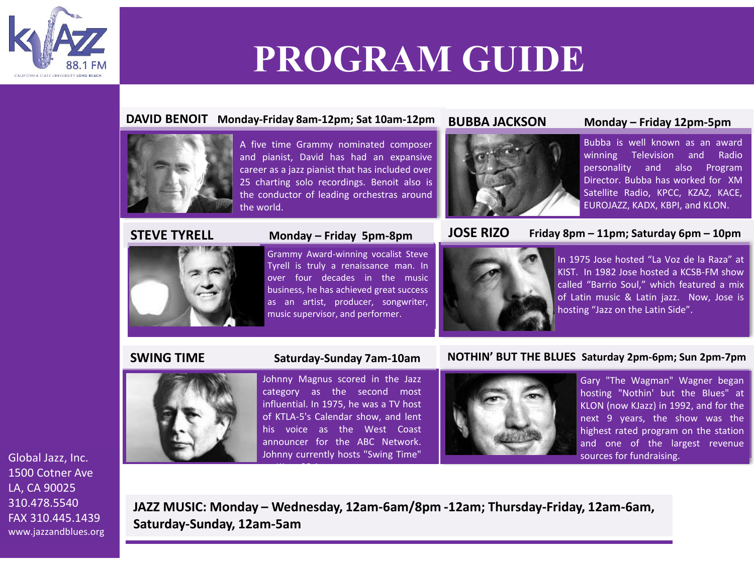# PROGRAM GUIDE

KJAZZ 88.1 FM
CALIFORNIA STATE UNIVERSITY LONG BEACH

## DAVID BENOIT — Monday-Friday 8am-12pm; Sat 10am-12pm

A five time Grammy nominated composer and pianist, David has had an expansive career as a jazz pianist that has included over 25 charting solo recordings. Benoit also is the conductor of leading orchestras around the world.

## BUBBA JACKSON — Monday – Friday 12pm-5pm

Bubba is well known as an award winning Television and Radio personality and also Program Director. Bubba has worked for XM Satellite Radio, KPCC, KZAZ, KACE, EUROJAZZ, KADX, KBPI, and KLON.

## STEVE TYRELL — Monday – Friday 5pm-8pm

Grammy Award-winning vocalist Steve Tyrell is truly a renaissance man. In over four decades in the music business, he has achieved great success as an artist, producer, songwriter, music supervisor, and performer.

## JOSE RIZO — Friday 8pm – 11pm; Saturday 6pm – 10pm

In 1975 Jose hosted "La Voz de la Raza" at KIST. In 1982 Jose hosted a KCSB-FM show called "Barrio Soul," which featured a mix of Latin music & Latin jazz. Now, Jose is hosting "Jazz on the Latin Side".

## SWING TIME — Saturday-Sunday 7am-10am

Johnny Magnus scored in the Jazz category as the second most influential. In 1975, he was a TV host of KTLA-5's Calendar show, and lent his voice as the West Coast announcer for the ABC Network. Johnny currently hosts "Swing Time"

## NOTHIN' BUT THE BLUES — Saturday 2pm-6pm; Sun 2pm-7pm

Gary "The Wagman" Wagner began hosting "Nothin' but the Blues" at KLON (now KJazz) in 1992, and for the next 9 years, the show was the highest rated program on the station and one of the largest revenue sources for fundraising.

**JAZZ MUSIC: Monday – Wednesday, 12am-6am/8pm -12am; Thursday-Friday, 12am-6am, Saturday-Sunday, 12am-5am**

Global Jazz, Inc.
1500 Cotner Ave
LA, CA 90025
310.478.5540
FAX 310.445.1439
www.jazzandblues.org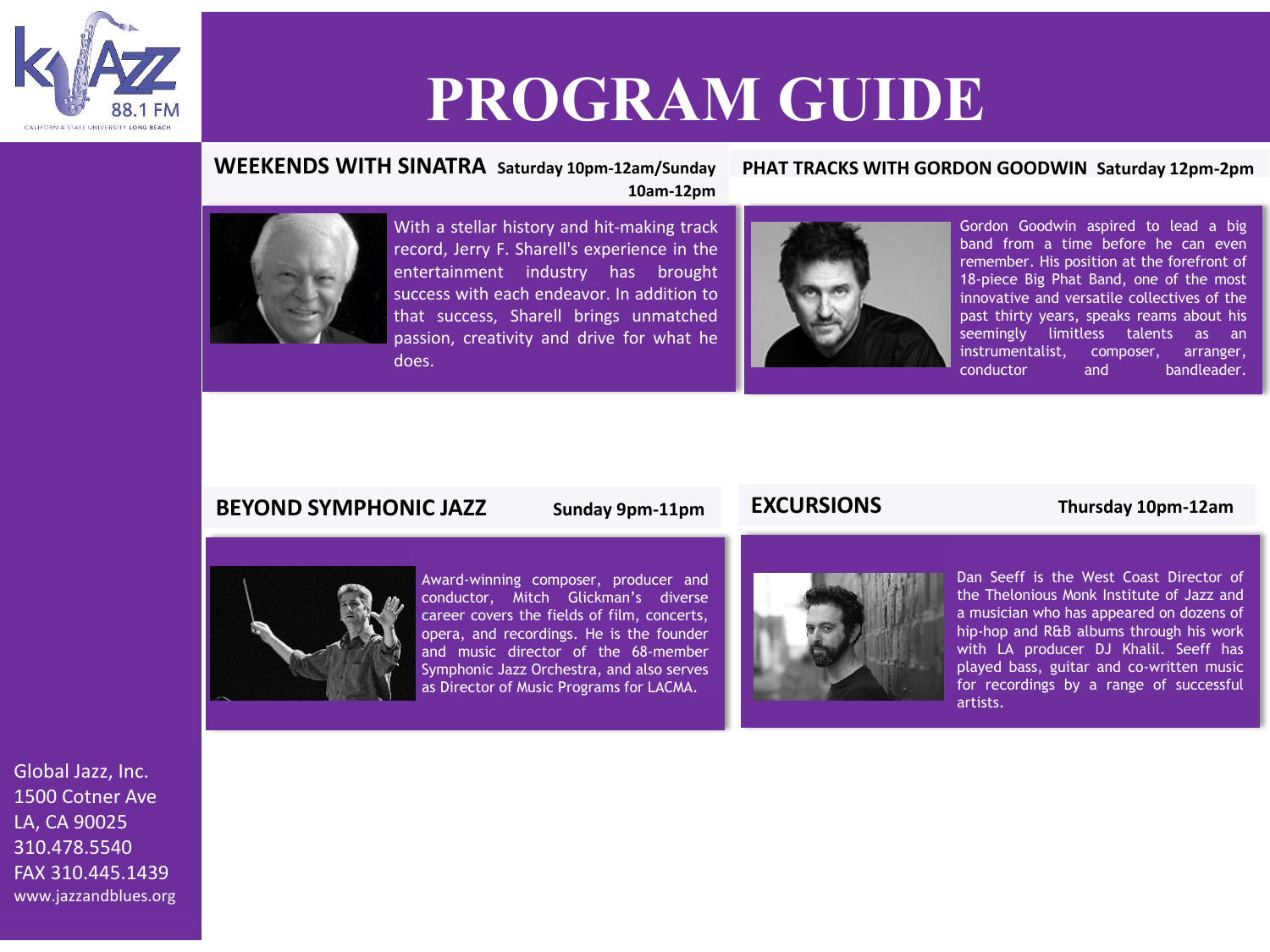# PROGRAM GUIDE

## WEEKENDS WITH SINATRA **Saturday 10pm-12am/Sunday 10am-12pm**

With a stellar history and hit-making track record, Jerry F. Sharell's experience in the entertainment industry has brought success with each endeavor. In addition to that success, Sharell brings unmatched passion, creativity and drive for what he does.

## PHAT TRACKS WITH GORDON GOODWIN **Saturday 12pm-2pm**

Gordon Goodwin aspired to lead a big band from a time before he can even remember. His position at the forefront of 18-piece Big Phat Band, one of the most innovative and versatile collectives of the past thirty years, speaks reams about his seemingly limitless talents as an instrumentalist, composer, arranger, conductor and bandleader.

## BEYOND SYMPHONIC JAZZ **Sunday 9pm-11pm**

Award-winning composer, producer and conductor, Mitch Glickman's diverse career covers the fields of film, concerts, opera, and recordings. He is the founder and music director of the 68-member Symphonic Jazz Orchestra, and also serves as Director of Music Programs for LACMA.

## EXCURSIONS **Thursday 10pm-12am**

Dan Seeff is the West Coast Director of the Thelonious Monk Institute of Jazz and a musician who has appeared on dozens of hip-hop and R&B albums through his work with LA producer DJ Khalil. Seeff has played bass, guitar and co-written music for recordings by a range of successful artists.

Global Jazz, Inc.
1500 Cotner Ave
LA, CA 90025
310.478.5540
FAX 310.445.1439
www.jazzandblues.org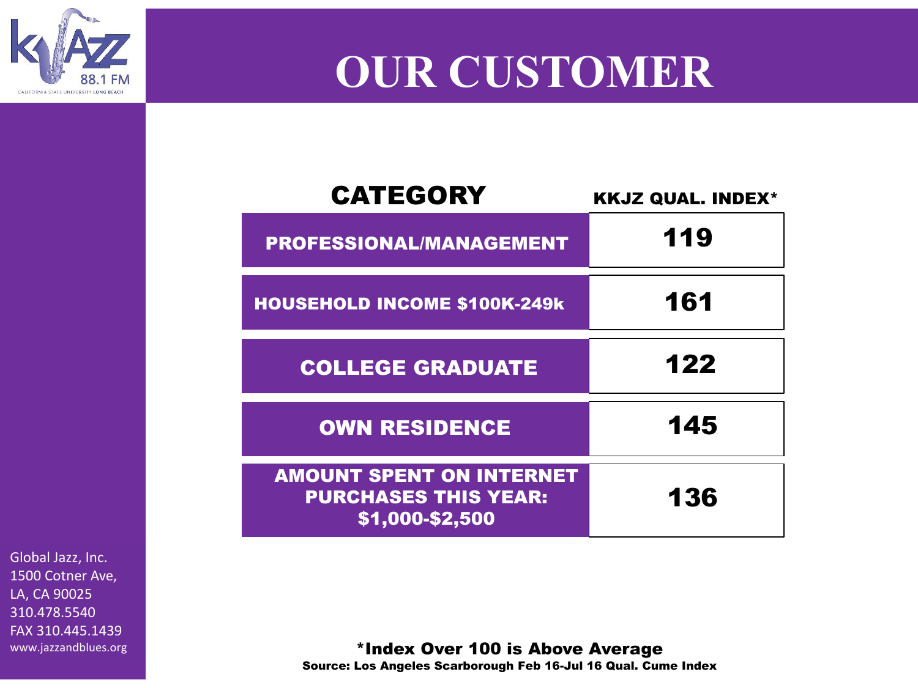# OUR CUSTOMER

| CATEGORY | KKJZ QUAL. INDEX* |
| --- | --- |
| PROFESSIONAL/MANAGEMENT | 119 |
| HOUSEHOLD INCOME $100K-249k | 161 |
| COLLEGE GRADUATE | 122 |
| OWN RESIDENCE | 145 |
| AMOUNT SPENT ON INTERNET PURCHASES THIS YEAR: $1,000-$2,500 | 136 |

**\*Index Over 100 is Above Average**

**Source: Los Angeles Scarborough Feb 16-Jul 16 Qual. Cume Index**

Global Jazz, Inc.
1500 Cotner Ave,
LA, CA 90025
310.478.5540
FAX 310.445.1439
www.jazzandblues.org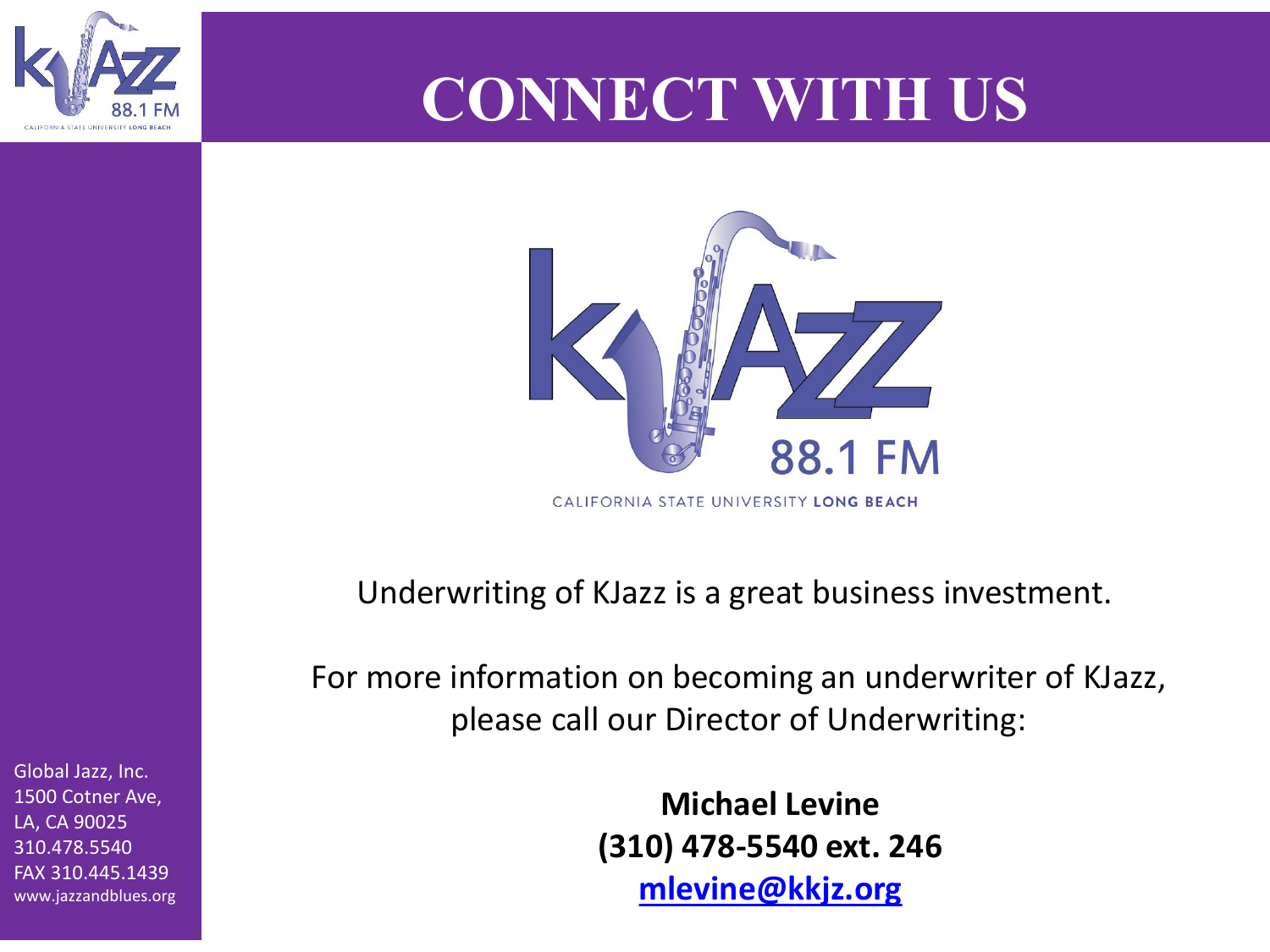# CONNECT WITH US

KJAZZ 88.1 FM

CALIFORNIA STATE UNIVERSITY LONG BEACH

Underwriting of KJazz is a great business investment.

For more information on becoming an underwriter of KJazz, please call our Director of Underwriting:

**Michael Levine**
**(310) 478-5540 ext. 246**
**mlevine@kkjz.org**

Global Jazz, Inc.
1500 Cotner Ave,
LA, CA 90025
310.478.5540
FAX 310.445.1439
www.jazzandblues.org